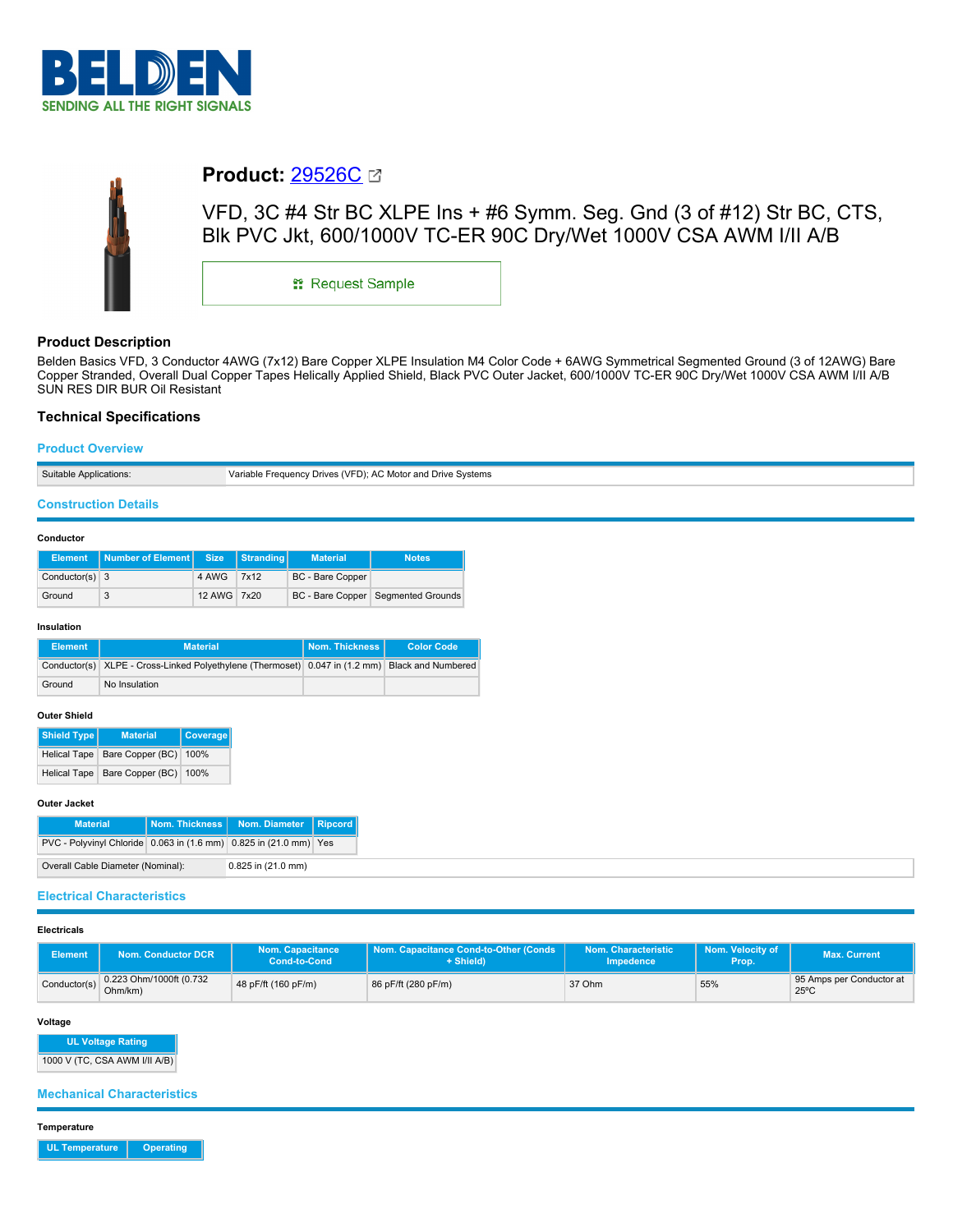BELDEN
SENDING ALL THE RIGHT SIGNALS

# Product: 29526C

VFD, 3C #4 Str BC XLPE Ins + #6 Symm. Seg. Gnd (3 of #12) Str BC, CTS, Blk PVC Jkt, 600/1000V TC-ER 90C Dry/Wet 1000V CSA AWM I/II A/B

Request Sample

## Product Description

Belden Basics VFD, 3 Conductor 4AWG (7x12) Bare Copper XLPE Insulation M4 Color Code + 6AWG Symmetrical Segmented Ground (3 of 12AWG) Bare Copper Stranded, Overall Dual Copper Tapes Helically Applied Shield, Black PVC Outer Jacket, 600/1000V TC-ER 90C Dry/Wet 1000V CSA AWM I/II A/B SUN RES DIR BUR Oil Resistant

## Technical Specifications

### Product Overview

| Suitable Applications: | Variable Frequency Drives (VFD); AC Motor and Drive Systems |
|---|---|

### Construction Details

**Conductor**

| Element | Number of Element | Size | Stranding | Material | Notes |
|---|---|---|---|---|---|
| Conductor(s) | 3 | 4 AWG | 7x12 | BC - Bare Copper | |
| Ground | 3 | 12 AWG | 7x20 | BC - Bare Copper | Segmented Grounds |

**Insulation**

| Element | Material | Nom. Thickness | Color Code |
|---|---|---|---|
| Conductor(s) | XLPE - Cross-Linked Polyethylene (Thermoset) | 0.047 in (1.2 mm) | Black and Numbered |
| Ground | No Insulation | | |

**Outer Shield**

| Shield Type | Material | Coverage |
|---|---|---|
| Helical Tape | Bare Copper (BC) | 100% |
| Helical Tape | Bare Copper (BC) | 100% |

**Outer Jacket**

| Material | Nom. Thickness | Nom. Diameter | Ripcord |
|---|---|---|---|
| PVC - Polyvinyl Chloride | 0.063 in (1.6 mm) | 0.825 in (21.0 mm) | Yes |

| Overall Cable Diameter (Nominal): | 0.825 in (21.0 mm) |
|---|---|

### Electrical Characteristics

**Electricals**

| Element | Nom. Conductor DCR | Nom. Capacitance Cond-to-Cond | Nom. Capacitance Cond-to-Other (Conds + Shield) | Nom. Characteristic Impedence | Nom. Velocity of Prop. | Max. Current |
|---|---|---|---|---|---|---|
| Conductor(s) | 0.223 Ohm/1000ft (0.732 Ohm/km) | 48 pF/ft (160 pF/m) | 86 pF/ft (280 pF/m) | 37 Ohm | 55% | 95 Amps per Conductor at 25ºC |

**Voltage**

| UL Voltage Rating |
|---|
| 1000 V (TC, CSA AWM I/II A/B) |

### Mechanical Characteristics

**Temperature**

| UL Temperature | Operating |
|---|---|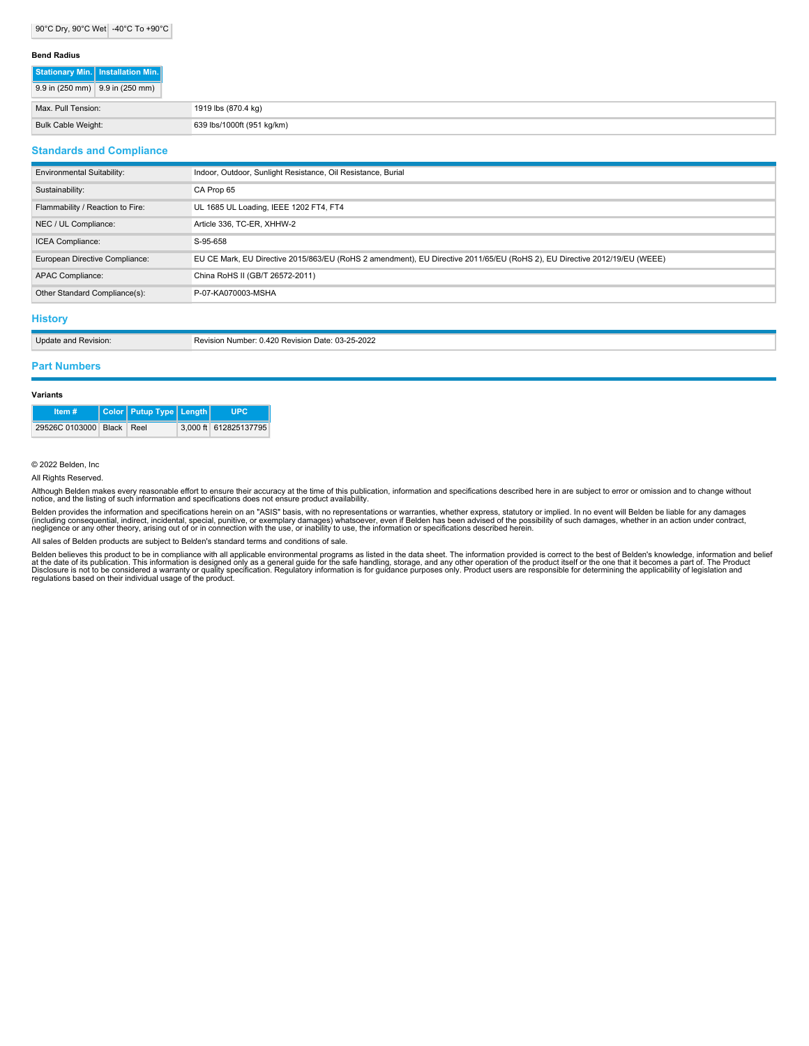| | |
|---|---|
| 90°C Dry, 90°C Wet | -40°C To +90°C |

**Bend Radius**

| Stationary Min. | Installation Min. |
|---|---|
| 9.9 in (250 mm) | 9.9 in (250 mm) |

| | |
|---|---|
| Max. Pull Tension: | 1919 lbs (870.4 kg) |
| Bulk Cable Weight: | 639 lbs/1000ft (951 kg/km) |

## Standards and Compliance

| | |
|---|---|
| Environmental Suitability: | Indoor, Outdoor, Sunlight Resistance, Oil Resistance, Burial |
| Sustainability: | CA Prop 65 |
| Flammability / Reaction to Fire: | UL 1685 UL Loading, IEEE 1202 FT4, FT4 |
| NEC / UL Compliance: | Article 336, TC-ER, XHHW-2 |
| ICEA Compliance: | S-95-658 |
| European Directive Compliance: | EU CE Mark, EU Directive 2015/863/EU (RoHS 2 amendment), EU Directive 2011/65/EU (RoHS 2), EU Directive 2012/19/EU (WEEE) |
| APAC Compliance: | China RoHS II (GB/T 26572-2011) |
| Other Standard Compliance(s): | P-07-KA070003-MSHA |

## History

| | |
|---|---|
| Update and Revision: | Revision Number: 0.420 Revision Date: 03-25-2022 |

## Part Numbers

**Variants**

| Item # | Color | Putup Type | Length | UPC |
|---|---|---|---|---|
| 29526C 0103000 | Black | Reel | 3,000 ft | 612825137795 |

© 2022 Belden, Inc

All Rights Reserved.

Although Belden makes every reasonable effort to ensure their accuracy at the time of this publication, information and specifications described here in are subject to error or omission and to change without notice, and the listing of such information and specifications does not ensure product availability.

Belden provides the information and specifications herein on an "ASIS" basis, with no representations or warranties, whether express, statutory or implied. In no event will Belden be liable for any damages (including consequential, indirect, incidental, special, punitive, or exemplary damages) whatsoever, even if Belden has been advised of the possibility of such damages, whether in an action under contract, negligence or any other theory, arising out of or in connection with the use, or inability to use, the information or specifications described herein.

All sales of Belden products are subject to Belden's standard terms and conditions of sale.

Belden believes this product to be in compliance with all applicable environmental programs as listed in the data sheet. The information provided is correct to the best of Belden's knowledge, information and belief at the date of its publication. This information is designed only as a general guide for the safe handling, storage, and any other operation of the product itself or the one that it becomes a part of. The Product Disclosure is not to be considered a warranty or quality specification. Regulatory information is for guidance purposes only. Product users are responsible for determining the applicability of legislation and regulations based on their individual usage of the product.